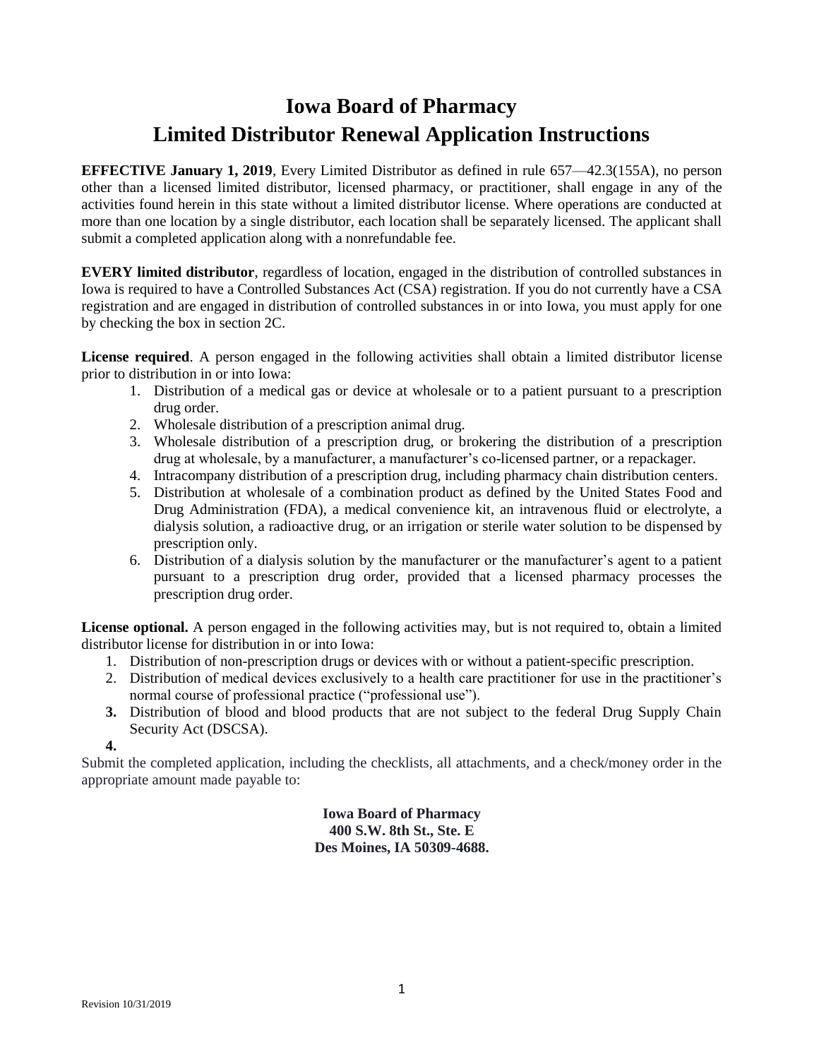# Iowa Board of Pharmacy
# Limited Distributor Renewal Application Instructions

**EFFECTIVE January 1, 2019**, Every Limited Distributor as defined in rule 657—42.3(155A), no person other than a licensed limited distributor, licensed pharmacy, or practitioner, shall engage in any of the activities found herein in this state without a limited distributor license. Where operations are conducted at more than one location by a single distributor, each location shall be separately licensed. The applicant shall submit a completed application along with a nonrefundable fee.

**EVERY limited distributor**, regardless of location, engaged in the distribution of controlled substances in Iowa is required to have a Controlled Substances Act (CSA) registration. If you do not currently have a CSA registration and are engaged in distribution of controlled substances in or into Iowa, you must apply for one by checking the box in section 2C.

**License required**. A person engaged in the following activities shall obtain a limited distributor license prior to distribution in or into Iowa:

1. Distribution of a medical gas or device at wholesale or to a patient pursuant to a prescription drug order.
2. Wholesale distribution of a prescription animal drug.
3. Wholesale distribution of a prescription drug, or brokering the distribution of a prescription drug at wholesale, by a manufacturer, a manufacturer's co-licensed partner, or a repackager.
4. Intracompany distribution of a prescription drug, including pharmacy chain distribution centers.
5. Distribution at wholesale of a combination product as defined by the United States Food and Drug Administration (FDA), a medical convenience kit, an intravenous fluid or electrolyte, a dialysis solution, a radioactive drug, or an irrigation or sterile water solution to be dispensed by prescription only.
6. Distribution of a dialysis solution by the manufacturer or the manufacturer's agent to a patient pursuant to a prescription drug order, provided that a licensed pharmacy processes the prescription drug order.

**License optional.** A person engaged in the following activities may, but is not required to, obtain a limited distributor license for distribution in or into Iowa:

1. Distribution of non-prescription drugs or devices with or without a patient-specific prescription.
2. Distribution of medical devices exclusively to a health care practitioner for use in the practitioner's normal course of professional practice ("professional use").
3. Distribution of blood and blood products that are not subject to the federal Drug Supply Chain Security Act (DSCSA).
4. 

Submit the completed application, including the checklists, all attachments, and a check/money order in the appropriate amount made payable to:

**Iowa Board of Pharmacy**
**400 S.W. 8th St., Ste. E**
**Des Moines, IA 50309-4688.**

Revision 10/31/2019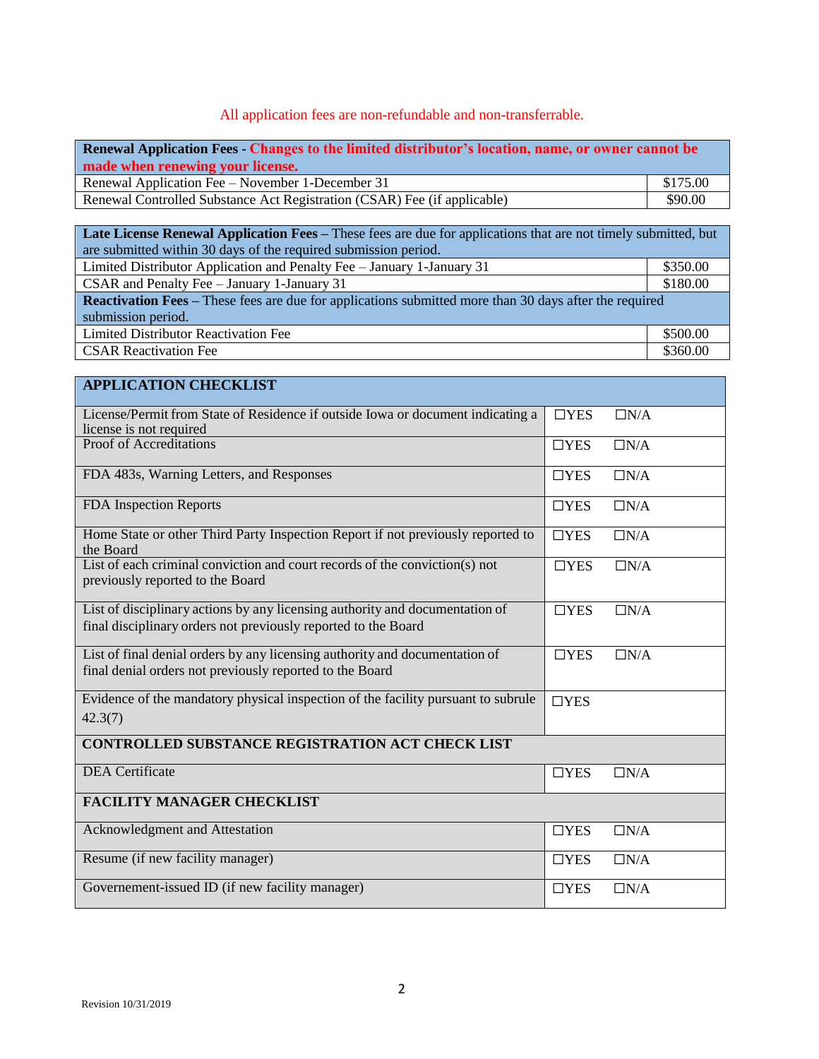All application fees are non-refundable and non-transferrable.

| **Renewal Application Fees - Changes to the limited distributor's location, name, or owner cannot be made when renewing your license.** | |
|---|---|
| Renewal Application Fee – November 1-December 31 | $175.00 |
| Renewal Controlled Substance Act Registration (CSAR) Fee (if applicable) | $90.00 |

| **Late License Renewal Application Fees –** These fees are due for applications that are not timely submitted, but are submitted within 30 days of the required submission period. | |
|---|---|
| Limited Distributor Application and Penalty Fee – January 1-January 31 | $350.00 |
| CSAR and Penalty Fee – January 1-January 31 | $180.00 |
| **Reactivation Fees –** These fees are due for applications submitted more than 30 days after the required submission period. | |
| Limited Distributor Reactivation Fee | $500.00 |
| CSAR Reactivation Fee | $360.00 |

| **APPLICATION CHECKLIST** | |
|---|---|
| License/Permit from State of Residence if outside Iowa or document indicating a license is not required | ☐YES ☐N/A |
| Proof of Accreditations | ☐YES ☐N/A |
| FDA 483s, Warning Letters, and Responses | ☐YES ☐N/A |
| FDA Inspection Reports | ☐YES ☐N/A |
| Home State or other Third Party Inspection Report if not previously reported to the Board | ☐YES ☐N/A |
| List of each criminal conviction and court records of the conviction(s) not previously reported to the Board | ☐YES ☐N/A |
| List of disciplinary actions by any licensing authority and documentation of final disciplinary orders not previously reported to the Board | ☐YES ☐N/A |
| List of final denial orders by any licensing authority and documentation of final denial orders not previously reported to the Board | ☐YES ☐N/A |
| Evidence of the mandatory physical inspection of the facility pursuant to subrule 42.3(7) | ☐YES |
| **CONTROLLED SUBSTANCE REGISTRATION ACT CHECK LIST** | |
| DEA Certificate | ☐YES ☐N/A |
| **FACILITY MANAGER CHECKLIST** | |
| Acknowledgment and Attestation | ☐YES ☐N/A |
| Resume (if new facility manager) | ☐YES ☐N/A |
| Governement-issued ID (if new facility manager) | ☐YES ☐N/A |

Revision 10/31/2019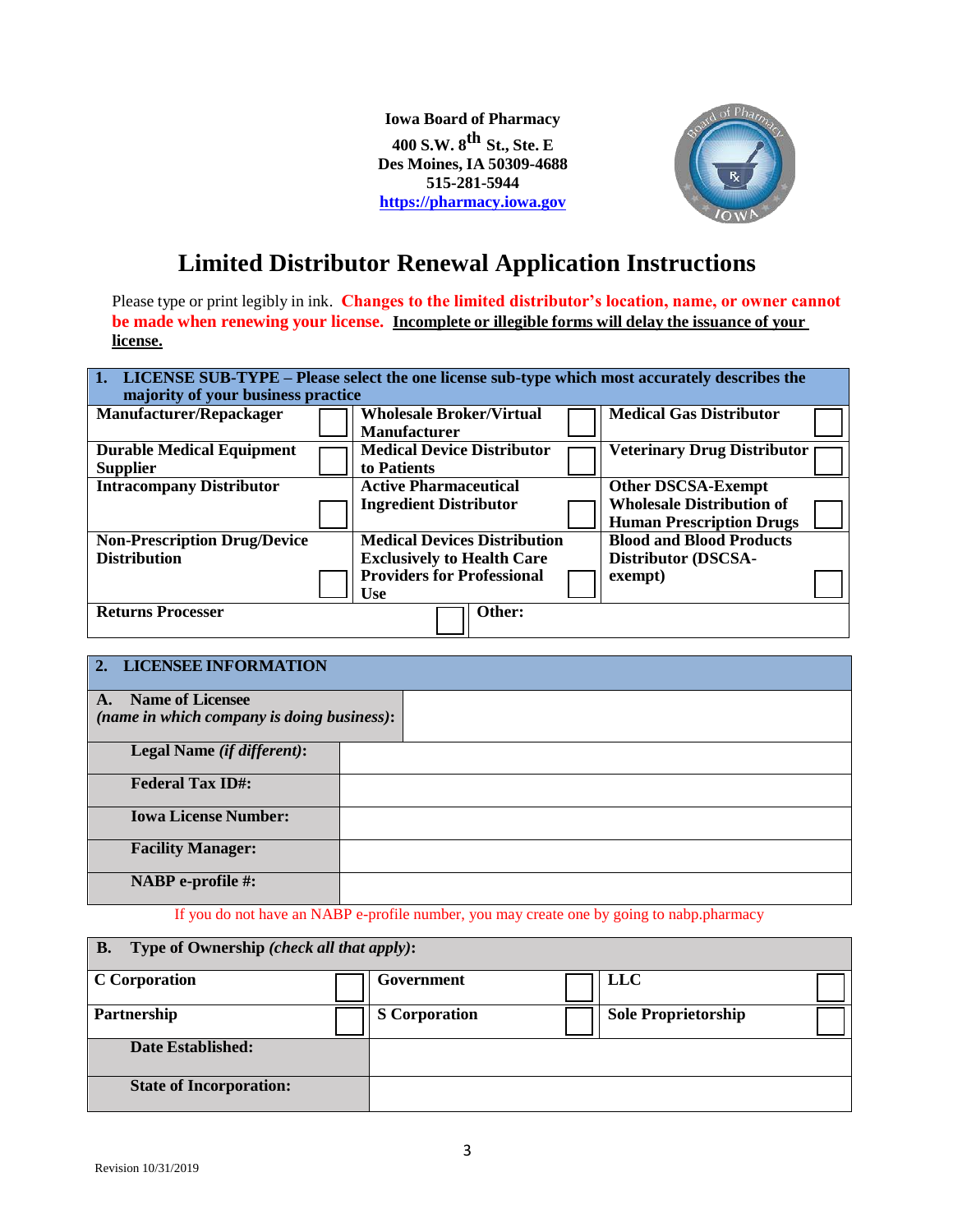**Iowa Board of Pharmacy**
**400 S.W. 8th St., Ste. E**
**Des Moines, IA 50309-4688**
**515-281-5944**
**https://pharmacy.iowa.gov**

# Limited Distributor Renewal Application Instructions

Please type or print legibly in ink. **Changes to the limited distributor's location, name, or owner cannot be made when renewing your license.** **Incomplete or illegible forms will delay the issuance of your license.**

| **1. LICENSE SUB-TYPE – Please select the one license sub-type which most accurately describes the majority of your business practice** | | | | | |
|---|---|---|---|---|---|
| **Manufacturer/Repackager** | ☐ | **Wholesale Broker/Virtual Manufacturer** | ☐ | **Medical Gas Distributor** | ☐ |
| **Durable Medical Equipment Supplier** | ☐ | **Medical Device Distributor to Patients** | ☐ | **Veterinary Drug Distributor** | ☐ |
| **Intracompany Distributor** | ☐ | **Active Pharmaceutical Ingredient Distributor** | ☐ | **Other DSCSA-Exempt Wholesale Distribution of Human Prescription Drugs** | ☐ |
| **Non-Prescription Drug/Device Distribution** | ☐ | **Medical Devices Distribution Exclusively to Health Care Providers for Professional Use** | ☐ | **Blood and Blood Products Distributor (DSCSA-exempt)** | ☐ |
| **Returns Processer** | ☐ | **Other:** | | | |

| **2. LICENSEE INFORMATION** | |
|---|---|
| **A. Name of Licensee** *(name in which company is doing business)*: | |
| **Legal Name** *(if different)*: | |
| **Federal Tax ID#:** | |
| **Iowa License Number:** | |
| **Facility Manager:** | |
| **NABP e-profile #:** | |

If you do not have an NABP e-profile number, you may create one by going to nabp.pharmacy

| **B. Type of Ownership** *(check all that apply)*: | | | | | |
|---|---|---|---|---|---|
| **C Corporation** | ☐ | **Government** | ☐ | **LLC** | ☐ |
| **Partnership** | ☐ | **S Corporation** | ☐ | **Sole Proprietorship** | ☐ |
| **Date Established:** | | | | | |
| **State of Incorporation:** | | | | | |

Revision 10/31/2019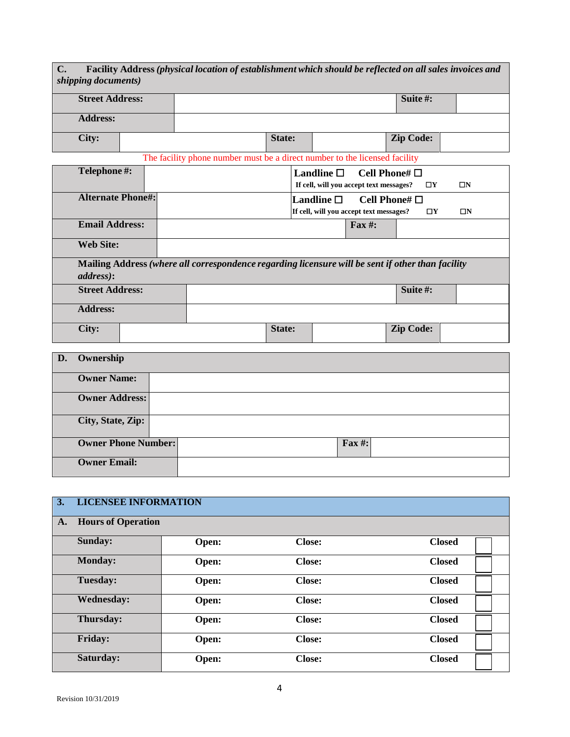| **C.** **Facility Address** ***(physical location of establishment which should be reflected on all sales invoices and shipping documents)*** | | | | | |
|---|---|---|---|---|---|
| **Street Address:** | | | | **Suite #:** | |
| **Address:** | | | | | |
| **City:** | | **State:** | | **Zip Code:** | |

The facility phone number must be a direct number to the licensed facility

| | | |
|---|---|---|
| **Telephone #:** | | **Landline ☐** **Cell Phone# ☐** If cell, will you accept text messages? ☐Y ☐N |
| **Alternate Phone#:** | | **Landline ☐** **Cell Phone# ☐** If cell, will you accept text messages? ☐Y ☐N |
| **Email Address:** | | **Fax #:** |
| **Web Site:** | | |

| **Mailing Address** ***(where all correspondence regarding licensure will be sent if other than facility address)*****:** | | | | | |
|---|---|---|---|---|---|
| **Street Address:** | | | | **Suite #:** | |
| **Address:** | | | | | |
| **City:** | | **State:** | | **Zip Code:** | |

| **D.** **Ownership** | | | |
|---|---|---|---|
| **Owner Name:** | | | |
| **Owner Address:** | | | |
| **City, State, Zip:** | | | |
| **Owner Phone Number:** | | **Fax #:** | |
| **Owner Email:** | | | |

| **3.** **LICENSEE INFORMATION** | | | | |
|---|---|---|---|---|
| **A.** **Hours of Operation** | | | | |
| **Sunday:** | **Open:** | **Close:** | **Closed** | ☐ |
| **Monday:** | **Open:** | **Close:** | **Closed** | ☐ |
| **Tuesday:** | **Open:** | **Close:** | **Closed** | ☐ |
| **Wednesday:** | **Open:** | **Close:** | **Closed** | ☐ |
| **Thursday:** | **Open:** | **Close:** | **Closed** | ☐ |
| **Friday:** | **Open:** | **Close:** | **Closed** | ☐ |
| **Saturday:** | **Open:** | **Close:** | **Closed** | ☐ |

Revision 10/31/2019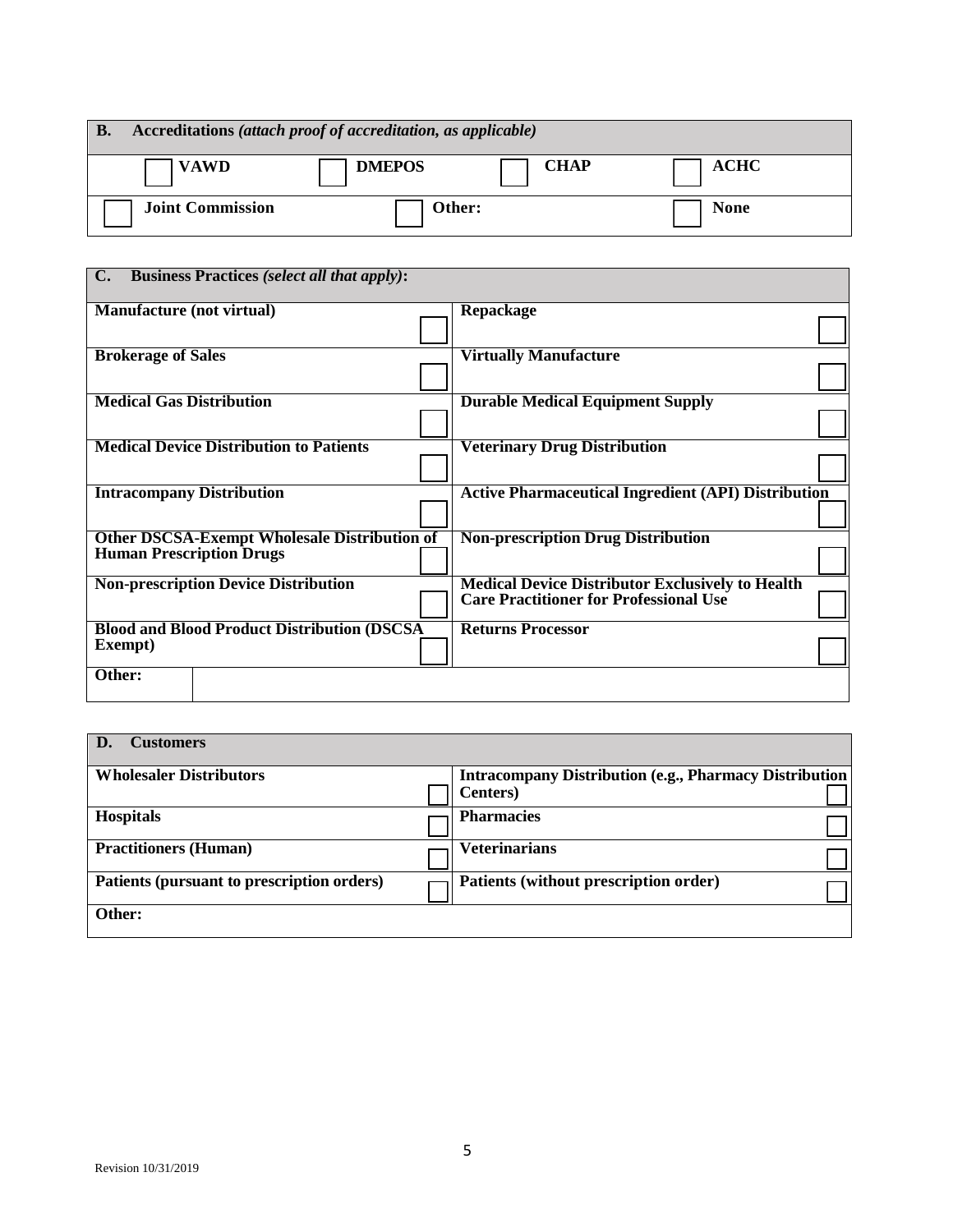| **B. Accreditations** *(attach proof of accreditation, as applicable)* | | | |
|---|---|---|---|
| ☐ **VAWD** | ☐ **DMEPOS** | ☐ **CHAP** | ☐ **ACHC** |
| ☐ **Joint Commission** | ☐ **Other:** | | ☐ **None** |

| **C. Business Practices** *(select all that apply)*: | | | |
|---|---|---|---|
| **Manufacture (not virtual)** | ☐ | **Repackage** | ☐ |
| **Brokerage of Sales** | ☐ | **Virtually Manufacture** | ☐ |
| **Medical Gas Distribution** | ☐ | **Durable Medical Equipment Supply** | ☐ |
| **Medical Device Distribution to Patients** | ☐ | **Veterinary Drug Distribution** | ☐ |
| **Intracompany Distribution** | ☐ | **Active Pharmaceutical Ingredient (API) Distribution** | ☐ |
| **Other DSCSA-Exempt Wholesale Distribution of Human Prescription Drugs** | ☐ | **Non-prescription Drug Distribution** | ☐ |
| **Non-prescription Device Distribution** | ☐ | **Medical Device Distributor Exclusively to Health Care Practitioner for Professional Use** | ☐ |
| **Blood and Blood Product Distribution (DSCSA Exempt)** | ☐ | **Returns Processor** | ☐ |
| **Other:** | | | |

| **D. Customers** | | | |
|---|---|---|---|
| **Wholesaler Distributors** | ☐ | **Intracompany Distribution (e.g., Pharmacy Distribution Centers)** | ☐ |
| **Hospitals** | ☐ | **Pharmacies** | ☐ |
| **Practitioners (Human)** | ☐ | **Veterinarians** | ☐ |
| **Patients (pursuant to prescription orders)** | ☐ | **Patients (without prescription order)** | ☐ |
| **Other:** | | | |

Revision 10/31/2019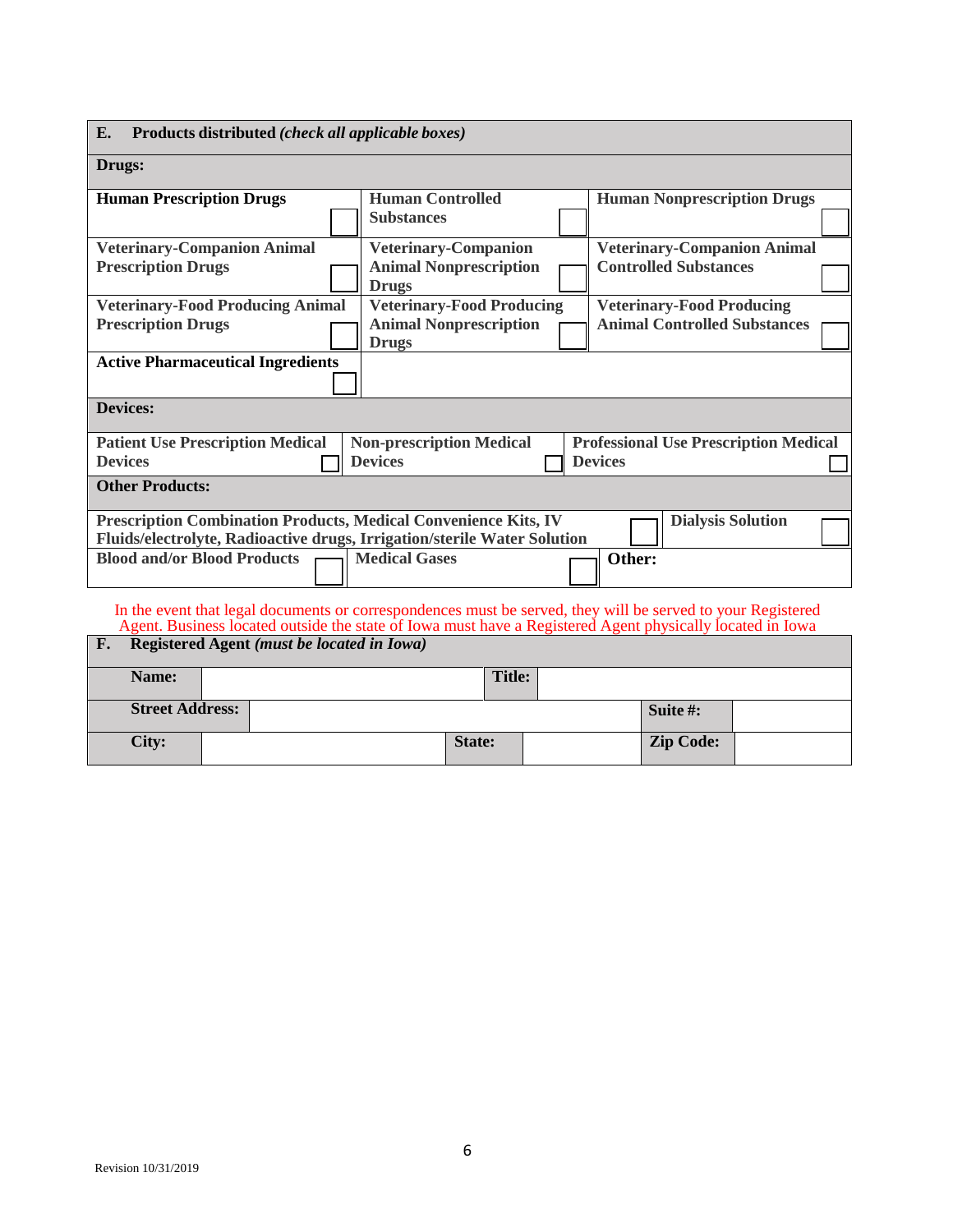| **E. Products distributed** ***(check all applicable boxes)*** | | |
|---|---|---|
| **Drugs:** | | |
| **Human Prescription Drugs** ☐ | **Human Controlled Substances** ☐ | **Human Nonprescription Drugs** ☐ |
| **Veterinary-Companion Animal Prescription Drugs** ☐ | **Veterinary-Companion Animal Nonprescription Drugs** ☐ | **Veterinary-Companion Animal Controlled Substances** ☐ |
| **Veterinary-Food Producing Animal Prescription Drugs** ☐ | **Veterinary-Food Producing Animal Nonprescription Drugs** ☐ | **Veterinary-Food Producing Animal Controlled Substances** ☐ |
| **Active Pharmaceutical Ingredients** ☐ | | |
| **Devices:** | | |
| **Patient Use Prescription Medical Devices** ☐ | **Non-prescription Medical Devices** ☐ | **Professional Use Prescription Medical Devices** ☐ |
| **Other Products:** | | |
| **Prescription Combination Products, Medical Convenience Kits, IV Fluids/electrolyte, Radioactive drugs, Irrigation/sterile Water Solution** ☐ | | **Dialysis Solution** ☐ |
| **Blood and/or Blood Products** ☐ | **Medical Gases** ☐ | **Other:** |

In the event that legal documents or correspondences must be served, they will be served to your Registered Agent. Business located outside the state of Iowa must have a Registered Agent physically located in Iowa

| **F. Registered Agent** ***(must be located in Iowa)*** | | | | | |
|---|---|---|---|---|---|
| **Name:** | | **Title:** | | | |
| **Street Address:** | | | | **Suite #:** | |
| **City:** | | **State:** | | **Zip Code:** | |

Revision 10/31/2019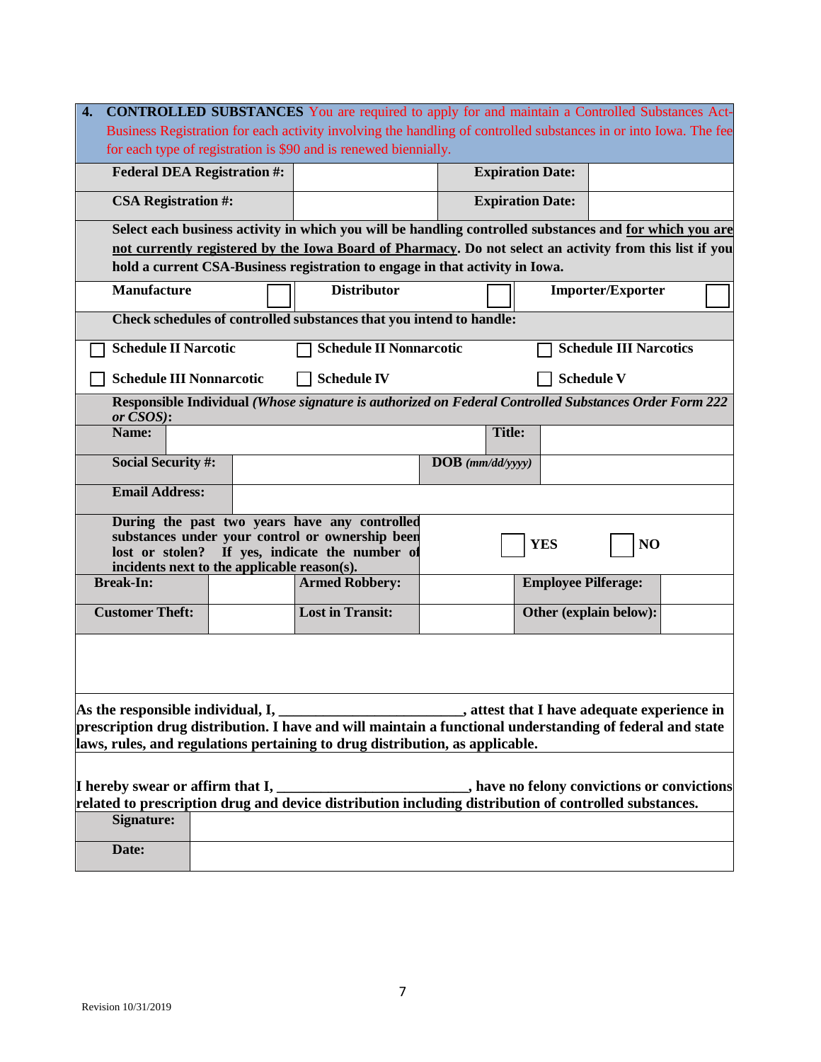**4. CONTROLLED SUBSTANCES** You are required to apply for and maintain a Controlled Substances Act-Business Registration for each activity involving the handling of controlled substances in or into Iowa. The fee for each type of registration is $90 and is renewed biennially.

| **Federal DEA Registration #:** | | **Expiration Date:** | |
|---|---|---|---|
| **CSA Registration #:** | | **Expiration Date:** | |

**Select each business activity in which you will be handling controlled substances and for which you are not currently registered by the Iowa Board of Pharmacy. Do not select an activity from this list if you hold a current CSA-Business registration to engage in that activity in Iowa.**

| **Manufacture** | ☐ | **Distributor** | ☐ | **Importer/Exporter** | ☐ |
|---|---|---|---|---|---|

**Check schedules of controlled substances that you intend to handle:**

| | | |
|---|---|---|
| ☐ **Schedule II Narcotic** | ☐ **Schedule II Nonnarcotic** | ☐ **Schedule III Narcotics** |
| ☐ **Schedule III Nonnarcotic** | ☐ **Schedule IV** | ☐ **Schedule V** |

**Responsible Individual** ***(Whose signature is authorized on Federal Controlled Substances Order Form 222 or CSOS):***

| **Name:** | | **Title:** | |
|---|---|---|---|
| **Social Security #:** | | **DOB** ***(mm/dd/yyyy)*** | |
| **Email Address:** | | | |

**During the past two years have any controlled substances under your control or ownership been lost or stolen? If yes, indicate the number of incidents next to the applicable reason(s).** ☐ **YES** ☐ **NO**

| **Break-In:** | | **Armed Robbery:** | | **Employee Pilferage:** | |
|---|---|---|---|---|---|
| **Customer Theft:** | | **Lost in Transit:** | | **Other (explain below):** | |

**As the responsible individual, I, \_\_\_\_\_\_\_\_\_\_\_\_\_\_\_\_\_\_\_\_\_\_\_\_, attest that I have adequate experience in prescription drug distribution. I have and will maintain a functional understanding of federal and state laws, rules, and regulations pertaining to drug distribution, as applicable.**

**I hereby swear or affirm that I, \_\_\_\_\_\_\_\_\_\_\_\_\_\_\_\_\_\_\_\_\_\_\_\_\_, have no felony convictions or convictions related to prescription drug and device distribution including distribution of controlled substances.**

| **Signature:** | |
|---|---|
| **Date:** | |

Revision 10/31/2019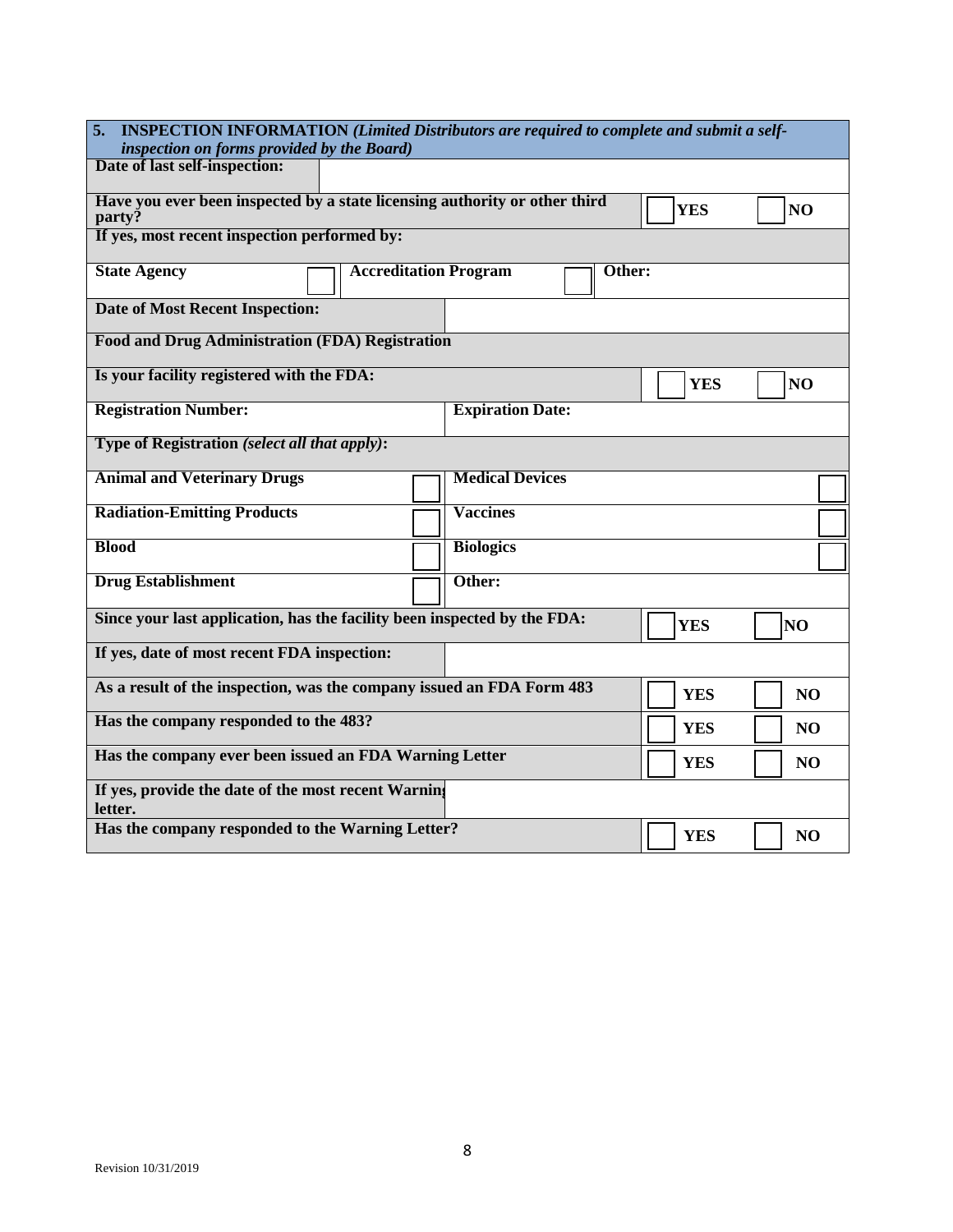| **5. INSPECTION INFORMATION** *(Limited Distributors are required to complete and submit a self-inspection on forms provided by the Board)* | | | | | |
|---|---|---|---|---|---|
| **Date of last self-inspection:** | | | | | |
| **Have you ever been inspected by a state licensing authority or other third party?** | | | | ☐ **YES** | ☐ **NO** |
| **If yes, most recent inspection performed by:** | | | | | |
| **State Agency** ☐ | **Accreditation Program** ☐ | **Other:** | | | |
| **Date of Most Recent Inspection:** | | | | | |
| **Food and Drug Administration (FDA) Registration** | | | | | |
| **Is your facility registered with the FDA:** | | | | ☐ **YES** | ☐ **NO** |
| **Registration Number:** | | **Expiration Date:** | | | |
| **Type of Registration** *(select all that apply)*: | | | | | |
| **Animal and Veterinary Drugs** | ☐ | **Medical Devices** | ☐ | | |
| **Radiation-Emitting Products** | ☐ | **Vaccines** | ☐ | | |
| **Blood** | ☐ | **Biologics** | ☐ | | |
| **Drug Establishment** | ☐ | **Other:** | | | |
| **Since your last application, has the facility been inspected by the FDA:** | | | | ☐ **YES** | ☐ **NO** |
| **If yes, date of most recent FDA inspection:** | | | | | |
| **As a result of the inspection, was the company issued an FDA Form 483** | | | | ☐ **YES** | ☐ **NO** |
| **Has the company responded to the 483?** | | | | ☐ **YES** | ☐ **NO** |
| **Has the company ever been issued an FDA Warning Letter** | | | | ☐ **YES** | ☐ **NO** |
| **If yes, provide the date of the most recent Warning letter.** | | | | | |
| **Has the company responded to the Warning Letter?** | | | | ☐ **YES** | ☐ **NO** |

Revision 10/31/2019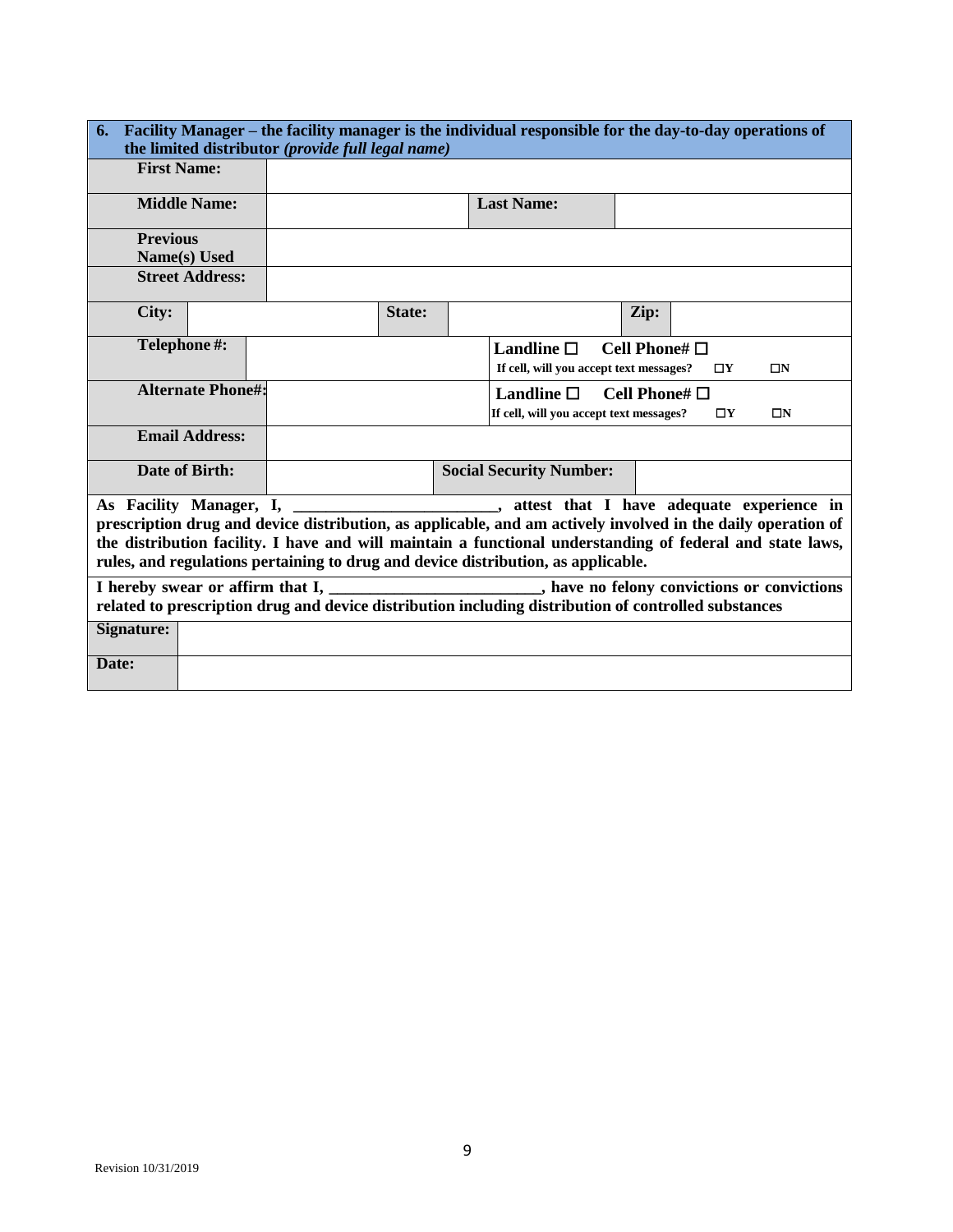**6. Facility Manager – the facility manager is the individual responsible for the day-to-day operations of the limited distributor** ***(provide full legal name)***

| | | | |
|---|---|---|---|
| **First Name:** | | | |
| **Middle Name:** | | **Last Name:** | |
| **Previous Name(s) Used** | | | |
| **Street Address:** | | | |

| | | | | | |
|---|---|---|---|---|---|
| **City:** | | **State:** | | **Zip:** | |

| | | |
|---|---|---|
| **Telephone #:** | | **Landline** ☐ **Cell Phone#** ☐ <br> **If cell, will you accept text messages?** ☐**Y** ☐**N** |
| **Alternate Phone#:** | | **Landline** ☐ **Cell Phone#** ☐ <br> **If cell, will you accept text messages?** ☐**Y** ☐**N** |
| **Email Address:** | | |

| | | | |
|---|---|---|---|
| **Date of Birth:** | | **Social Security Number:** | |

**As Facility Manager, I, ________________________, attest that I have adequate experience in prescription drug and device distribution, as applicable, and am actively involved in the daily operation of the distribution facility. I have and will maintain a functional understanding of federal and state laws, rules, and regulations pertaining to drug and device distribution, as applicable.**

**I hereby swear or affirm that I, _________________________, have no felony convictions or convictions related to prescription drug and device distribution including distribution of controlled substances**

| | |
|---|---|
| **Signature:** | |
| **Date:** | |

Revision 10/31/2019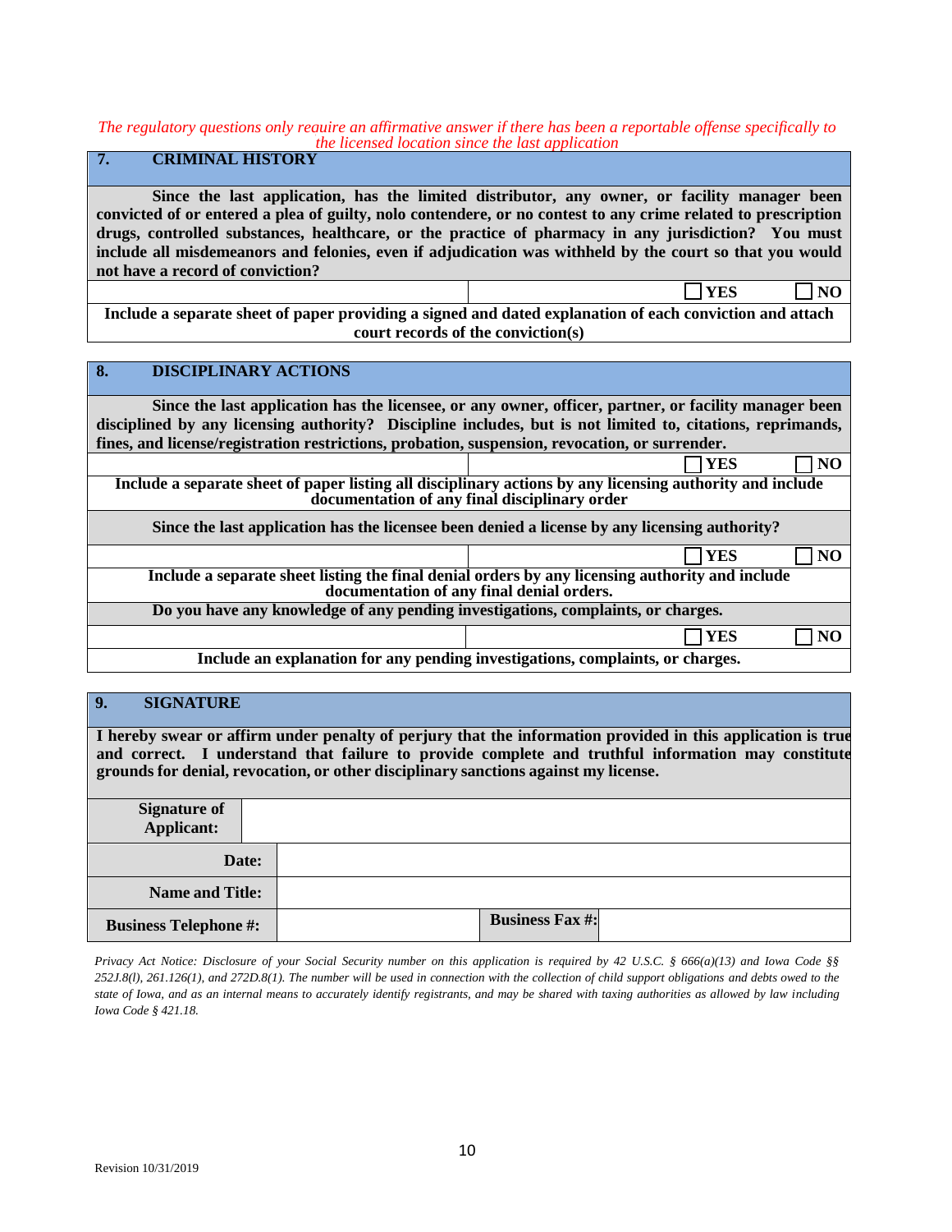*The regulatory questions only require an affirmative answer if there has been a reportable offense specifically to the licensed location since the last application*

## 7. CRIMINAL HISTORY

**Since the last application, has the limited distributor, any owner, or facility manager been convicted of or entered a plea of guilty, nolo contendere, or no contest to any crime related to prescription drugs, controlled substances, healthcare, or the practice of pharmacy in any jurisdiction? You must include all misdemeanors and felonies, even if adjudication was withheld by the court so that you would not have a record of conviction?**

☐ **YES** ☐ **NO**

**Include a separate sheet of paper providing a signed and dated explanation of each conviction and attach court records of the conviction(s)**

## 8. DISCIPLINARY ACTIONS

**Since the last application has the licensee, or any owner, officer, partner, or facility manager been disciplined by any licensing authority? Discipline includes, but is not limited to, citations, reprimands, fines, and license/registration restrictions, probation, suspension, revocation, or surrender.**

☐ **YES** ☐ **NO**

**Include a separate sheet of paper listing all disciplinary actions by any licensing authority and include documentation of any final disciplinary order**

**Since the last application has the licensee been denied a license by any licensing authority?**

☐ **YES** ☐ **NO**

**Include a separate sheet listing the final denial orders by any licensing authority and include documentation of any final denial orders.**

**Do you have any knowledge of any pending investigations, complaints, or charges.**

☐ **YES** ☐ **NO**

**Include an explanation for any pending investigations, complaints, or charges.**

## 9. SIGNATURE

**I hereby swear or affirm under penalty of perjury that the information provided in this application is true and correct. I understand that failure to provide complete and truthful information may constitute grounds for denial, revocation, or other disciplinary sanctions against my license.**

| | | | |
|---|---|---|---|
| **Signature of Applicant:** | | | |
| **Date:** | | | |
| **Name and Title:** | | | |
| **Business Telephone #:** | | **Business Fax #:** | |

*Privacy Act Notice: Disclosure of your Social Security number on this application is required by 42 U.S.C. § 666(a)(13) and Iowa Code §§ 252J.8(l), 261.126(1), and 272D.8(1). The number will be used in connection with the collection of child support obligations and debts owed to the state of Iowa, and as an internal means to accurately identify registrants, and may be shared with taxing authorities as allowed by law including Iowa Code § 421.18.*

Revision 10/31/2019